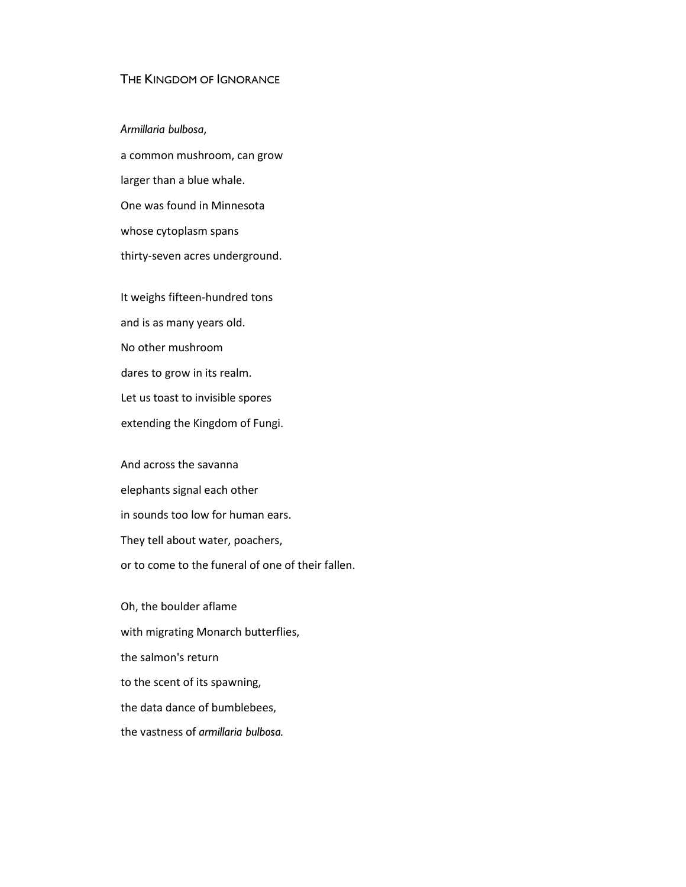# The Kingdom of Ignorance

*Armillaria bulbosa*,

a common mushroom, can grow

larger than a blue whale.

One was found in Minnesota

whose cytoplasm spans

thirty-seven acres underground.

It weighs fifteen-hundred tons

and is as many years old.

No other mushroom

dares to grow in its realm.

Let us toast to invisible spores

extending the Kingdom of Fungi.

And across the savanna

elephants signal each other

in sounds too low for human ears.

They tell about water, poachers,

or to come to the funeral of one of their fallen.

Oh, the boulder aflame

with migrating Monarch butterflies,

the salmon's return

to the scent of its spawning,

the data dance of bumblebees,

the vastness of *armillaria bulbosa.*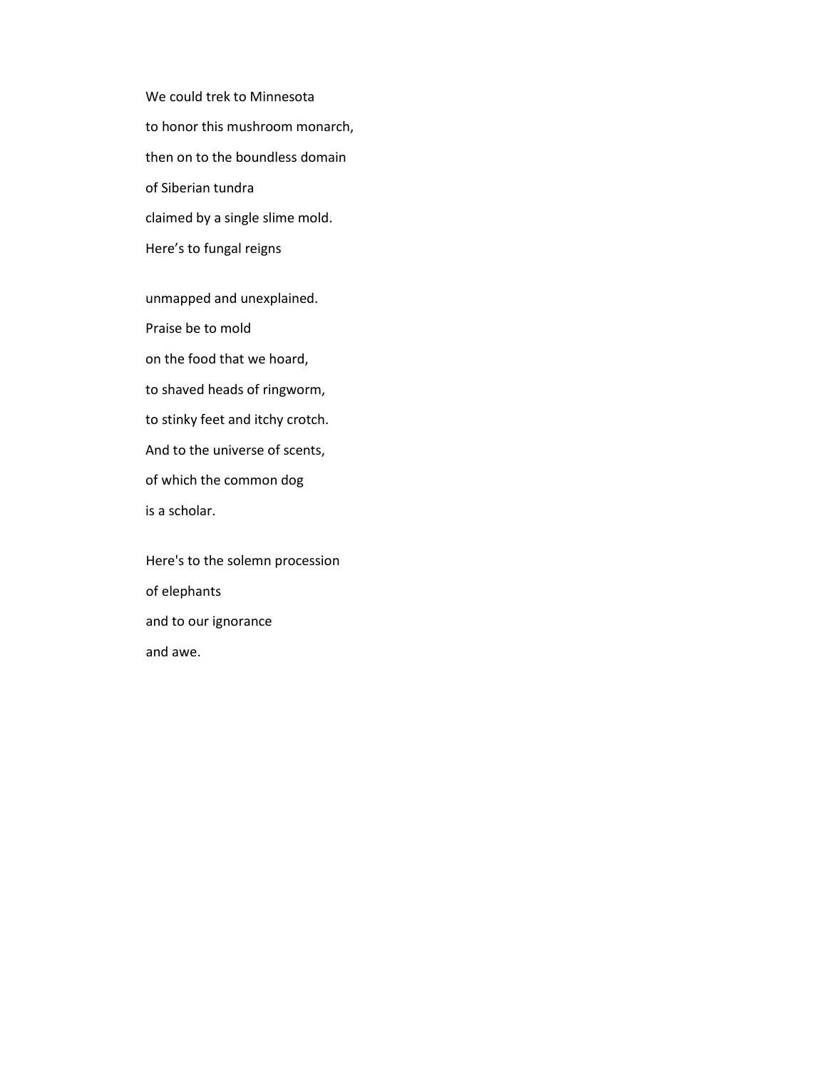We could trek to Minnesota  
to honor this mushroom monarch,  
then on to the boundless domain  
of Siberian tundra  
claimed by a single slime mold.  
Here's to fungal reigns

unmapped and unexplained.  
Praise be to mold  
on the food that we hoard,  
to shaved heads of ringworm,  
to stinky feet and itchy crotch.  
And to the universe of scents,  
of which the common dog  
is a scholar.

Here's to the solemn procession  
of elephants  
and to our ignorance  
and awe.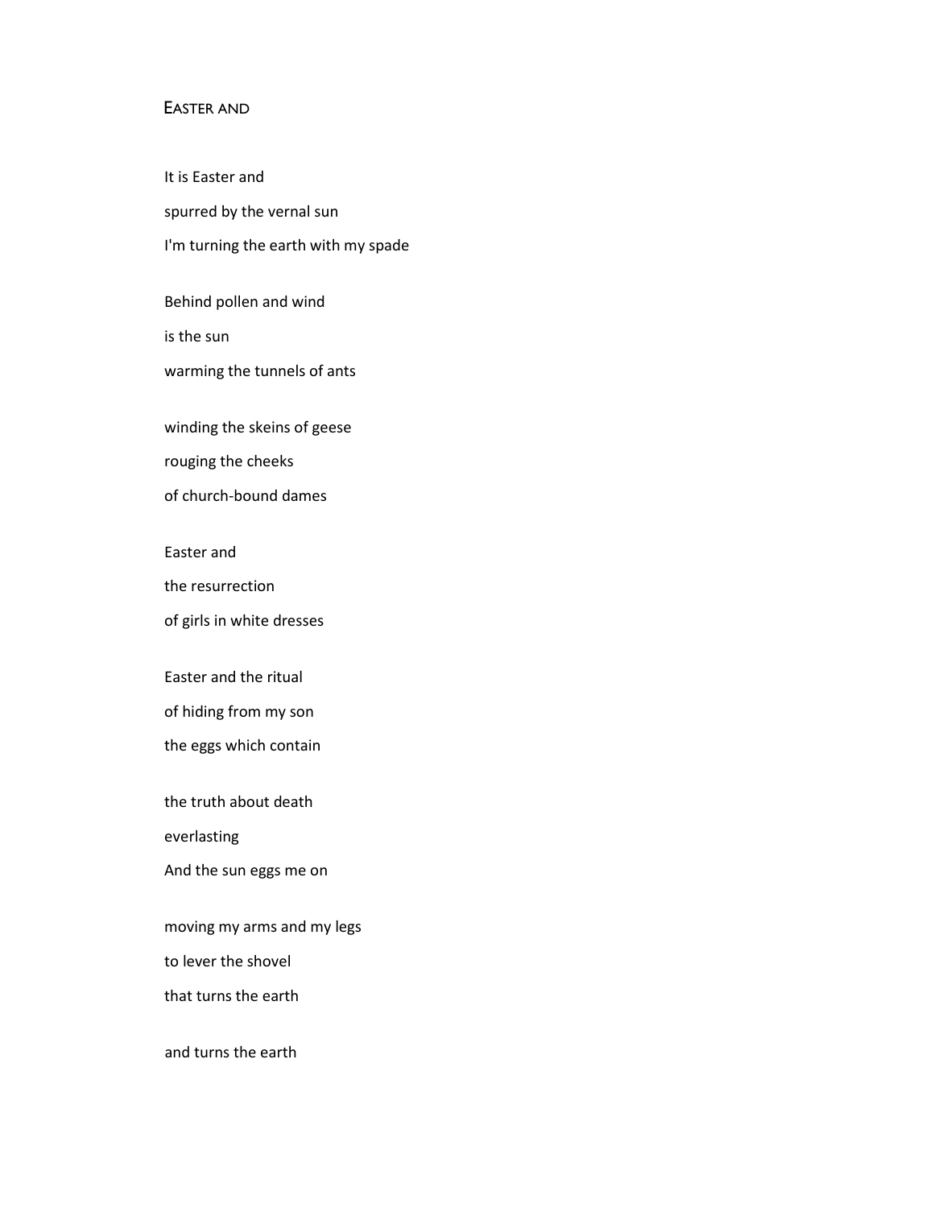## Easter and

It is Easter and  
spurred by the vernal sun  
I'm turning the earth with my spade

Behind pollen and wind  
is the sun  
warming the tunnels of ants

winding the skeins of geese  
rouging the cheeks  
of church-bound dames

Easter and  
the resurrection  
of girls in white dresses

Easter and the ritual  
of hiding from my son  
the eggs which contain

the truth about death  
everlasting  
And the sun eggs me on

moving my arms and my legs  
to lever the shovel  
that turns the earth

and turns the earth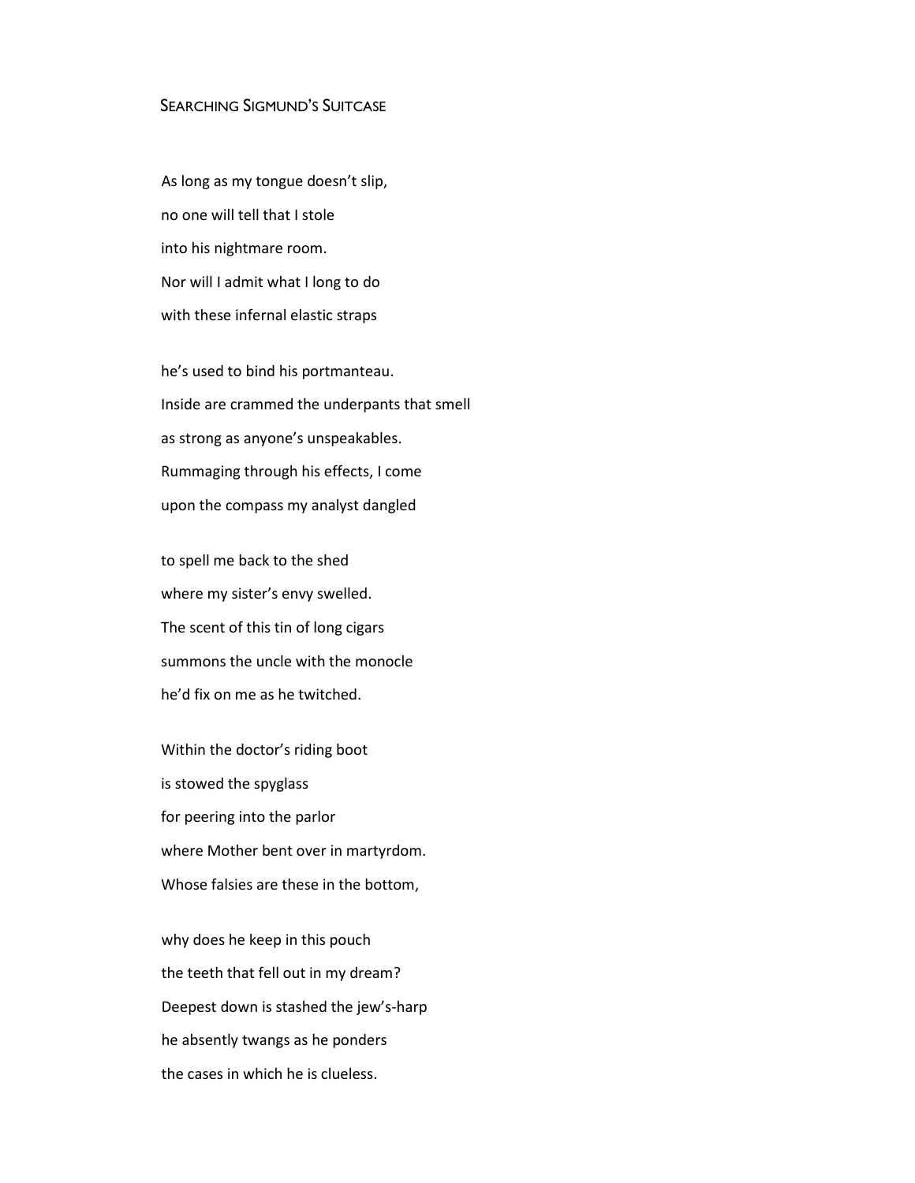## Searching Sigmund's Suitcase

As long as my tongue doesn't slip,
no one will tell that I stole
into his nightmare room.
Nor will I admit what I long to do
with these infernal elastic straps

he's used to bind his portmanteau.
Inside are crammed the underpants that smell
as strong as anyone's unspeakables.
Rummaging through his effects, I come
upon the compass my analyst dangled

to spell me back to the shed
where my sister's envy swelled.
The scent of this tin of long cigars
summons the uncle with the monocle
he'd fix on me as he twitched.

Within the doctor's riding boot
is stowed the spyglass
for peering into the parlor
where Mother bent over in martyrdom.
Whose falsies are these in the bottom,

why does he keep in this pouch
the teeth that fell out in my dream?
Deepest down is stashed the jew's-harp
he absently twangs as he ponders
the cases in which he is clueless.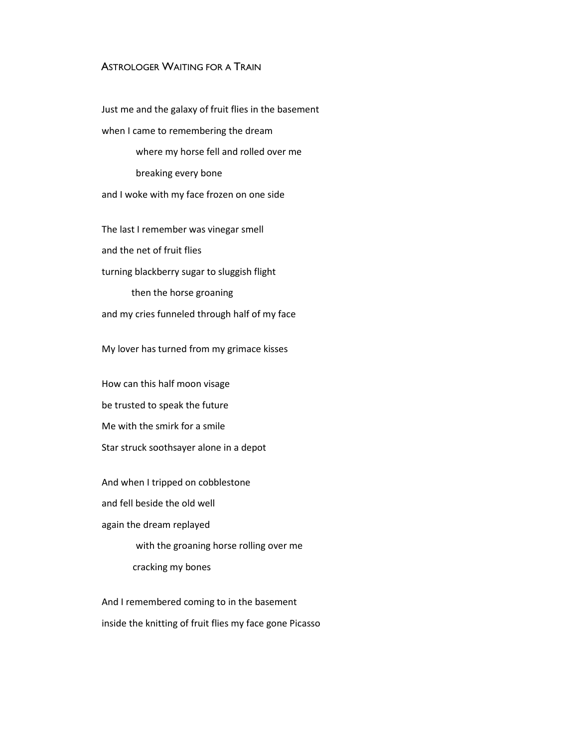# Astrologer Waiting for a Train

Just me and the galaxy of fruit flies in the basement
when I came to remembering the dream
&nbsp;&nbsp;&nbsp;&nbsp;&nbsp;&nbsp;&nbsp;&nbsp;where my horse fell and rolled over me
&nbsp;&nbsp;&nbsp;&nbsp;&nbsp;&nbsp;&nbsp;&nbsp;breaking every bone
and I woke with my face frozen on one side

The last I remember was vinegar smell
and the net of fruit flies
turning blackberry sugar to sluggish flight
&nbsp;&nbsp;&nbsp;&nbsp;&nbsp;&nbsp;&nbsp;then the horse groaning
and my cries funneled through half of my face

My lover has turned from my grimace kisses

How can this half moon visage
be trusted to speak the future
Me with the smirk for a smile
Star struck soothsayer alone in a depot

And when I tripped on cobblestone
and fell beside the old well
again the dream replayed
&nbsp;&nbsp;&nbsp;&nbsp;&nbsp;&nbsp;&nbsp;&nbsp;with the groaning horse rolling over me
&nbsp;&nbsp;&nbsp;&nbsp;&nbsp;&nbsp;&nbsp;cracking my bones

And I remembered coming to in the basement
inside the knitting of fruit flies my face gone Picasso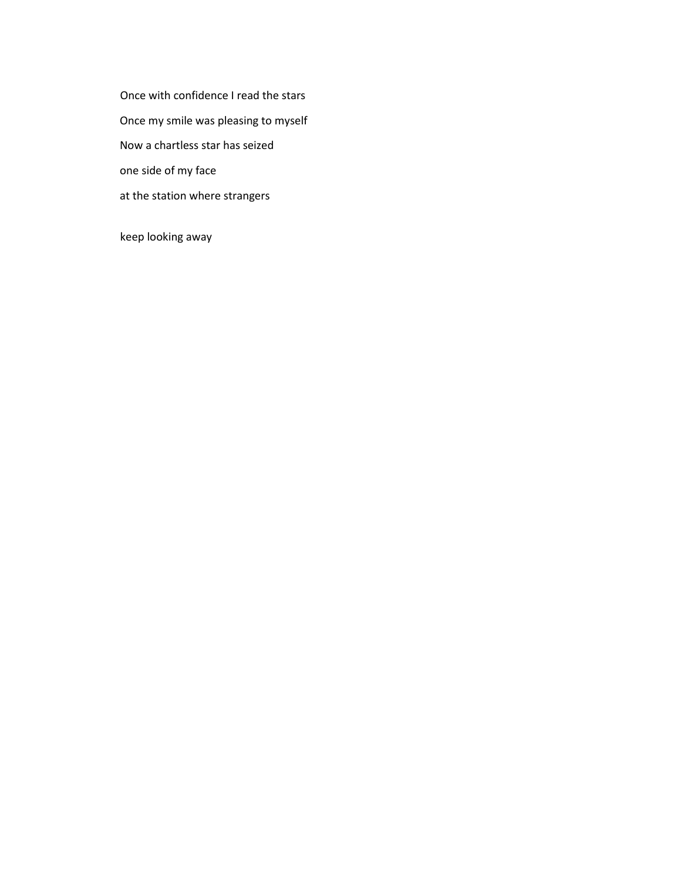Once with confidence I read the stars

Once my smile was pleasing to myself

Now a chartless star has seized

one side of my face

at the station where strangers

keep looking away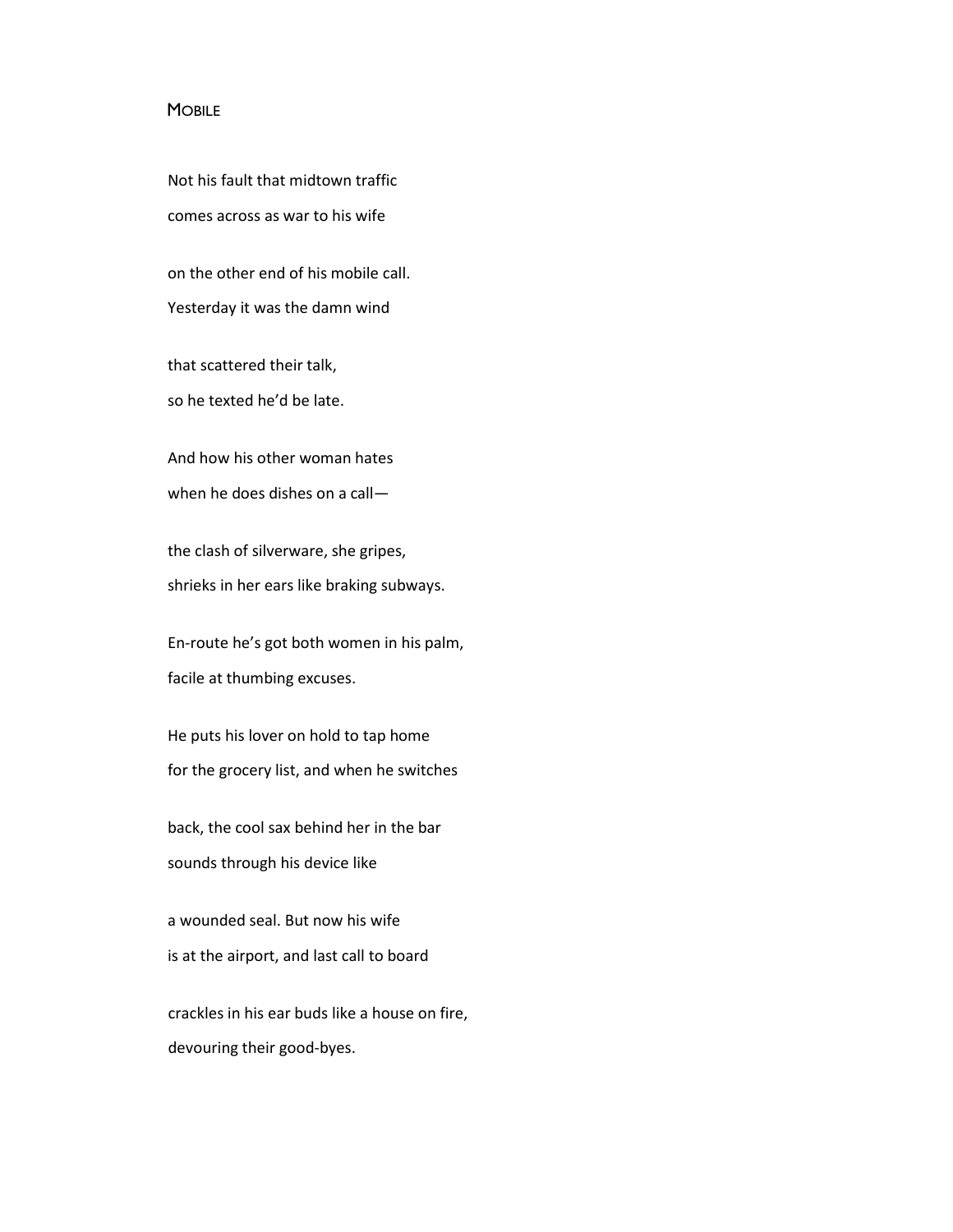## Mobile

Not his fault that midtown traffic
comes across as war to his wife

on the other end of his mobile call.
Yesterday it was the damn wind

that scattered their talk,
so he texted he'd be late.

And how his other woman hates
when he does dishes on a call—

the clash of silverware, she gripes,
shrieks in her ears like braking subways.

En-route he's got both women in his palm,
facile at thumbing excuses.

He puts his lover on hold to tap home
for the grocery list, and when he switches

back, the cool sax behind her in the bar
sounds through his device like

a wounded seal. But now his wife
is at the airport, and last call to board

crackles in his ear buds like a house on fire,
devouring their good-byes.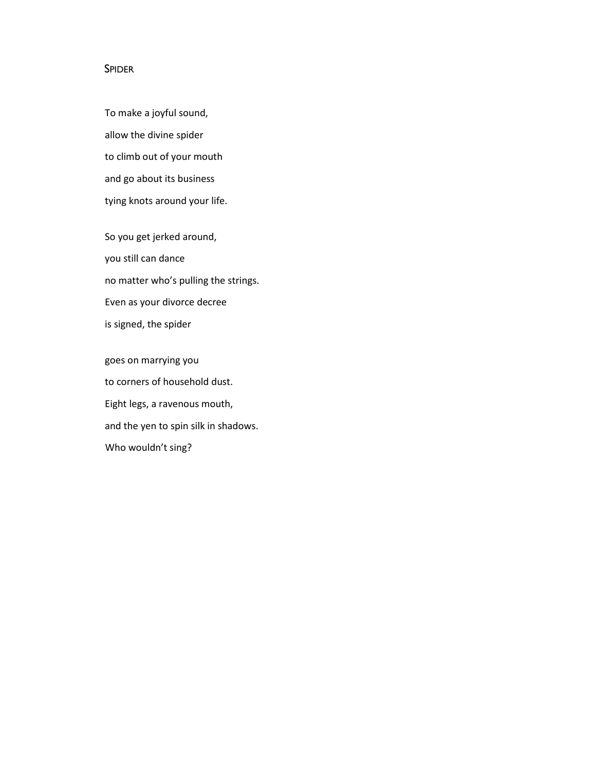## Spider

To make a joyful sound,
allow the divine spider
to climb out of your mouth
and go about its business
tying knots around your life.

So you get jerked around,
you still can dance
no matter who's pulling the strings.
Even as your divorce decree
is signed, the spider

goes on marrying you
to corners of household dust.
Eight legs, a ravenous mouth,
and the yen to spin silk in shadows.
Who wouldn't sing?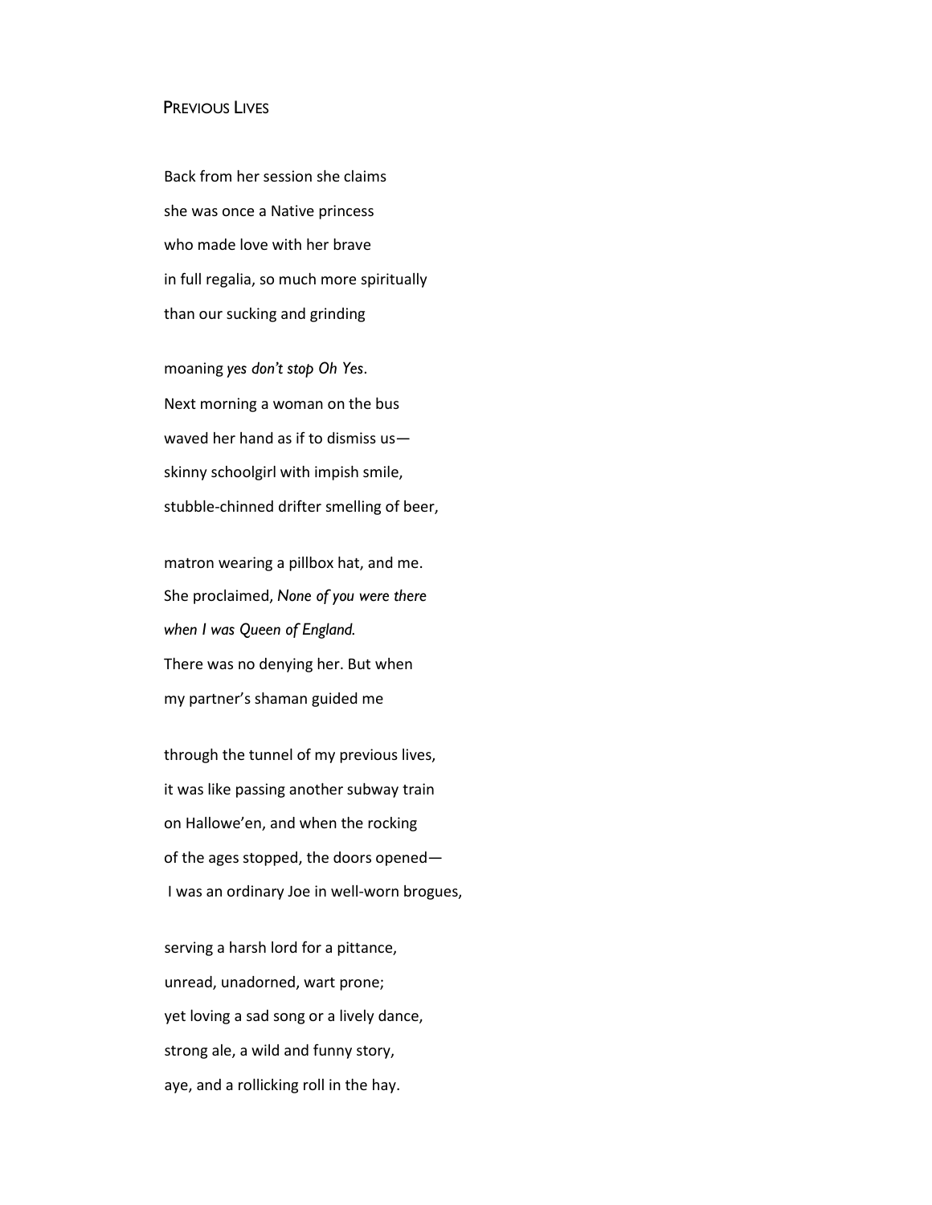## Previous Lives

Back from her session she claims  
she was once a Native princess  
who made love with her brave  
in full regalia, so much more spiritually  
than our sucking and grinding

moaning *yes don't stop Oh Yes*.  
Next morning a woman on the bus  
waved her hand as if to dismiss us—  
skinny schoolgirl with impish smile,  
stubble-chinned drifter smelling of beer,

matron wearing a pillbox hat, and me.  
She proclaimed, *None of you were there*  
*when I was Queen of England.*  
There was no denying her. But when  
my partner's shaman guided me

through the tunnel of my previous lives,  
it was like passing another subway train  
on Hallowe'en, and when the rocking  
of the ages stopped, the doors opened—  
I was an ordinary Joe in well-worn brogues,

serving a harsh lord for a pittance,  
unread, unadorned, wart prone;  
yet loving a sad song or a lively dance,  
strong ale, a wild and funny story,  
aye, and a rollicking roll in the hay.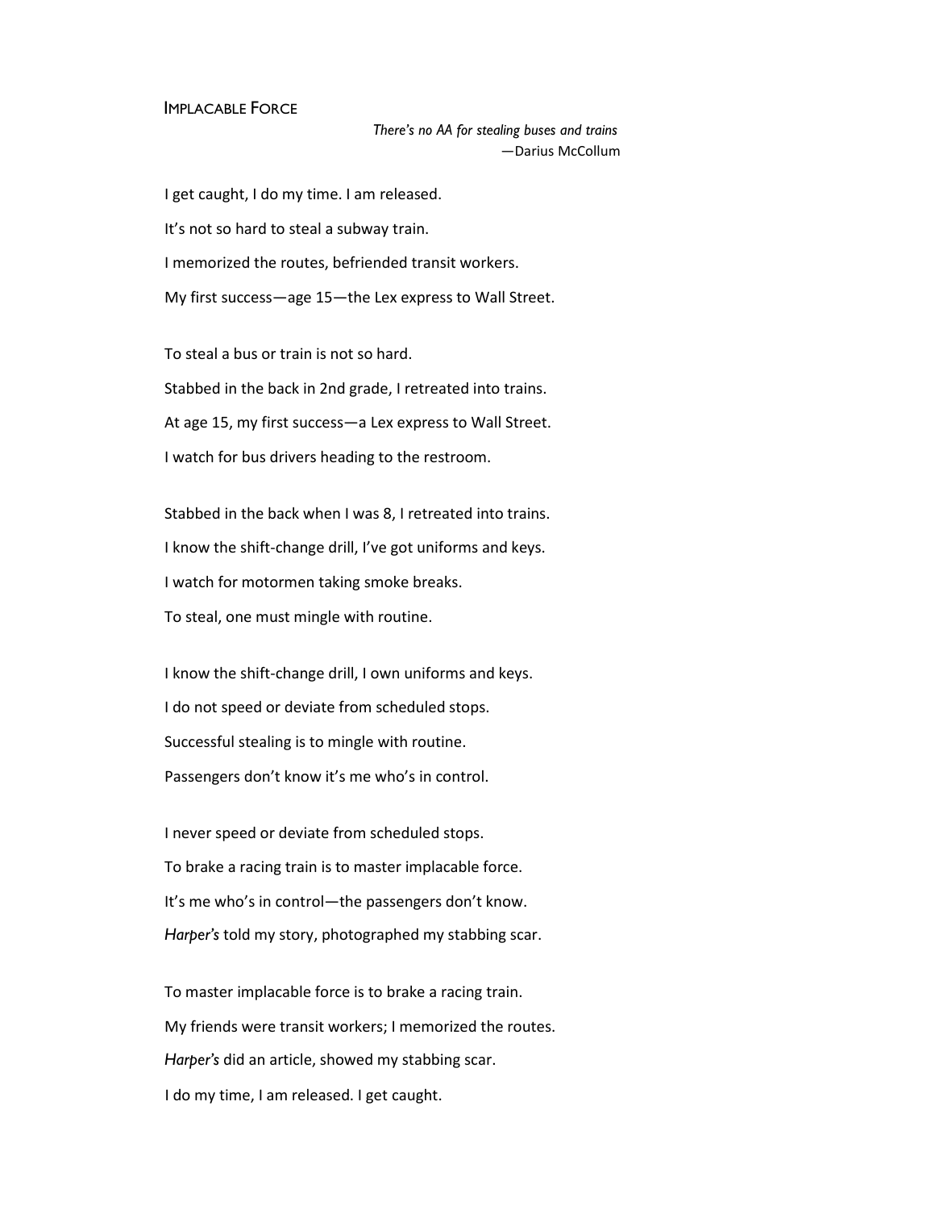# IMPLACABLE FORCE

*There's no AA for stealing buses and trains*
—Darius McCollum

I get caught, I do my time. I am released.
It's not so hard to steal a subway train.
I memorized the routes, befriended transit workers.
My first success—age 15—the Lex express to Wall Street.

To steal a bus or train is not so hard.
Stabbed in the back in 2nd grade, I retreated into trains.
At age 15, my first success—a Lex express to Wall Street.
I watch for bus drivers heading to the restroom.

Stabbed in the back when I was 8, I retreated into trains.
I know the shift-change drill, I've got uniforms and keys.
I watch for motormen taking smoke breaks.
To steal, one must mingle with routine.

I know the shift-change drill, I own uniforms and keys.
I do not speed or deviate from scheduled stops.
Successful stealing is to mingle with routine.
Passengers don't know it's me who's in control.

I never speed or deviate from scheduled stops.
To brake a racing train is to master implacable force.
It's me who's in control—the passengers don't know.
*Harper's* told my story, photographed my stabbing scar.

To master implacable force is to brake a racing train.
My friends were transit workers; I memorized the routes.
*Harper's* did an article, showed my stabbing scar.
I do my time, I am released. I get caught.